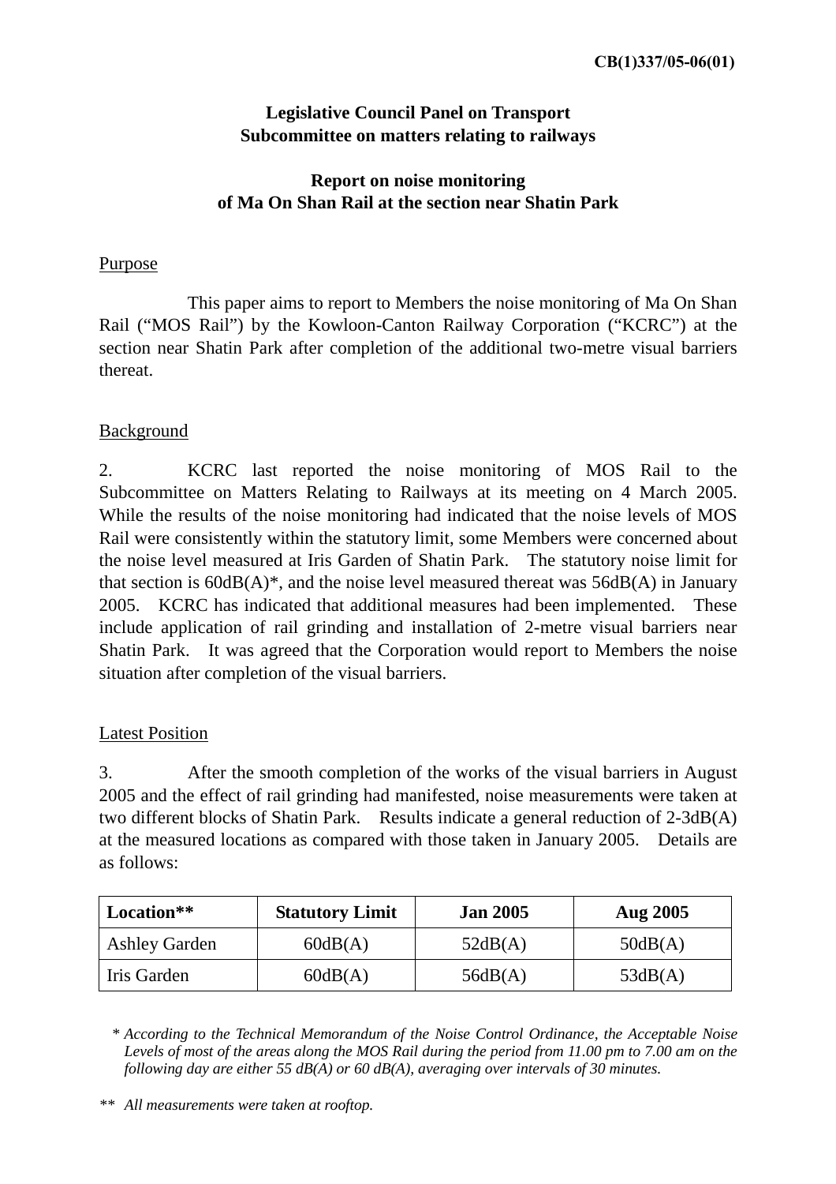CB(1)337/05-06(01)

**Legislative Council Panel on Transport**
**Subcommittee on matters relating to railways**

# Report on noise monitoring of Ma On Shan Rail at the section near Shatin Park

## Purpose

This paper aims to report to Members the noise monitoring of Ma On Shan Rail ("MOS Rail") by the Kowloon-Canton Railway Corporation ("KCRC") at the section near Shatin Park after completion of the additional two-metre visual barriers thereat.

## Background

2. KCRC last reported the noise monitoring of MOS Rail to the Subcommittee on Matters Relating to Railways at its meeting on 4 March 2005. While the results of the noise monitoring had indicated that the noise levels of MOS Rail were consistently within the statutory limit, some Members were concerned about the noise level measured at Iris Garden of Shatin Park. The statutory noise limit for that section is 60dB(A)*, and the noise level measured thereat was 56dB(A) in January 2005. KCRC has indicated that additional measures had been implemented. These include application of rail grinding and installation of 2-metre visual barriers near Shatin Park. It was agreed that the Corporation would report to Members the noise situation after completion of the visual barriers.

## Latest Position

3. After the smooth completion of the works of the visual barriers in August 2005 and the effect of rail grinding had manifested, noise measurements were taken at two different blocks of Shatin Park. Results indicate a general reduction of 2-3dB(A) at the measured locations as compared with those taken in January 2005. Details are as follows:

| Location** | Statutory Limit | Jan 2005 | Aug 2005 |
|---|---|---|---|
| Ashley Garden | 60dB(A) | 52dB(A) | 50dB(A) |
| Iris Garden | 60dB(A) | 56dB(A) | 53dB(A) |

*\* According to the Technical Memorandum of the Noise Control Ordinance, the Acceptable Noise Levels of most of the areas along the MOS Rail during the period from 11.00 pm to 7.00 am on the following day are either 55 dB(A) or 60 dB(A), averaging over intervals of 30 minutes.*

*\*\* All measurements were taken at rooftop.*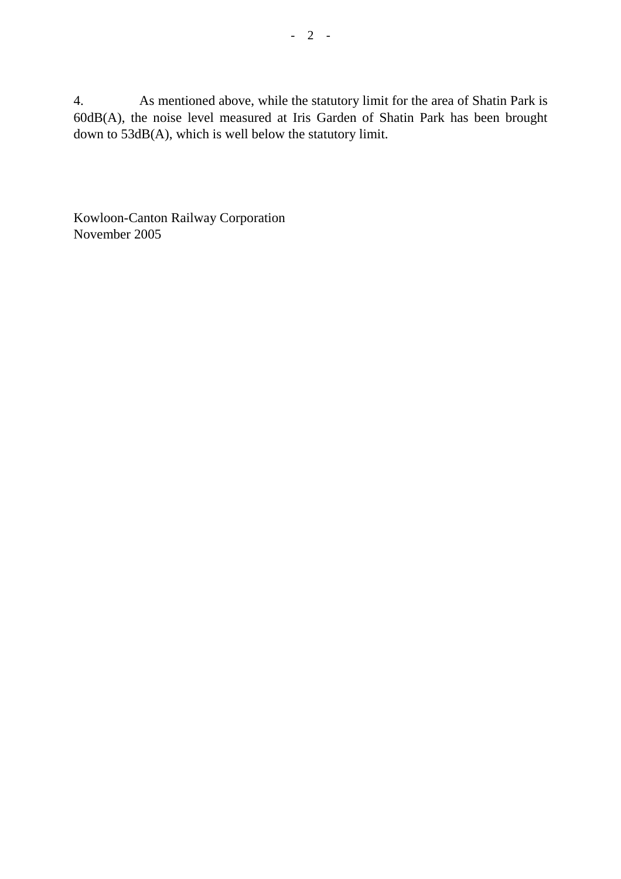4. As mentioned above, while the statutory limit for the area of Shatin Park is 60dB(A), the noise level measured at Iris Garden of Shatin Park has been brought down to 53dB(A), which is well below the statutory limit.

Kowloon-Canton Railway Corporation
November 2005